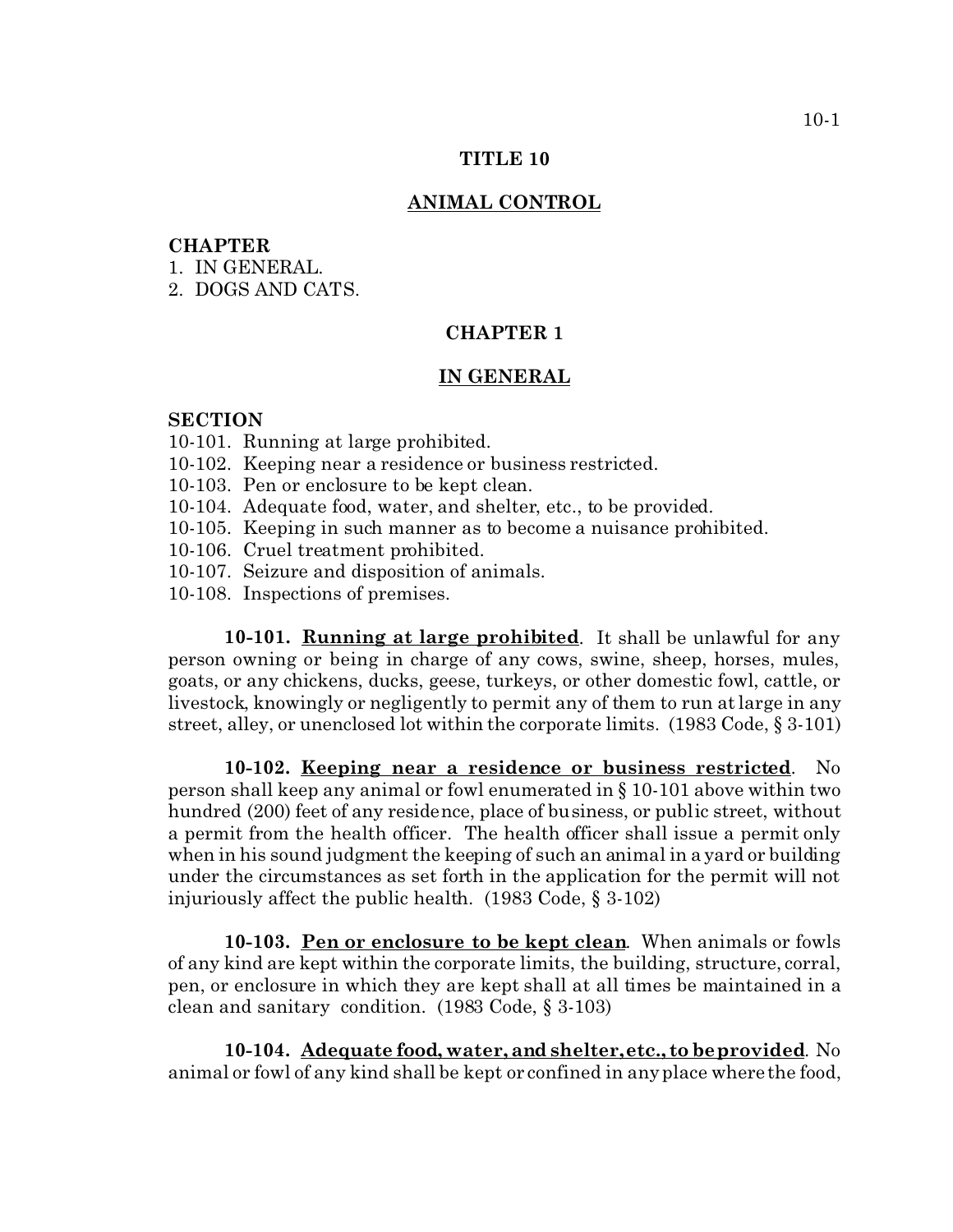# TITLE 10

## ANIMAL CONTROL

**CHAPTER**

1. IN GENERAL.
2. DOGS AND CATS.

## CHAPTER 1

## IN GENERAL

**SECTION**

10-101. Running at large prohibited.
10-102. Keeping near a residence or business restricted.
10-103. Pen or enclosure to be kept clean.
10-104. Adequate food, water, and shelter, etc., to be provided.
10-105. Keeping in such manner as to become a nuisance prohibited.
10-106. Cruel treatment prohibited.
10-107. Seizure and disposition of animals.
10-108. Inspections of premises.

**10-101. Running at large prohibited**. It shall be unlawful for any person owning or being in charge of any cows, swine, sheep, horses, mules, goats, or any chickens, ducks, geese, turkeys, or other domestic fowl, cattle, or livestock, knowingly or negligently to permit any of them to run at large in any street, alley, or unenclosed lot within the corporate limits. (1983 Code, § 3-101)

**10-102. Keeping near a residence or business restricted**. No person shall keep any animal or fowl enumerated in § 10-101 above within two hundred (200) feet of any residence, place of business, or public street, without a permit from the health officer. The health officer shall issue a permit only when in his sound judgment the keeping of such an animal in a yard or building under the circumstances as set forth in the application for the permit will not injuriously affect the public health. (1983 Code, § 3-102)

**10-103. Pen or enclosure to be kept clean**. When animals or fowls of any kind are kept within the corporate limits, the building, structure, corral, pen, or enclosure in which they are kept shall at all times be maintained in a clean and sanitary condition. (1983 Code, § 3-103)

**10-104. Adequate food, water, and shelter, etc., to be provided**. No animal or fowl of any kind shall be kept or confined in any place where the food,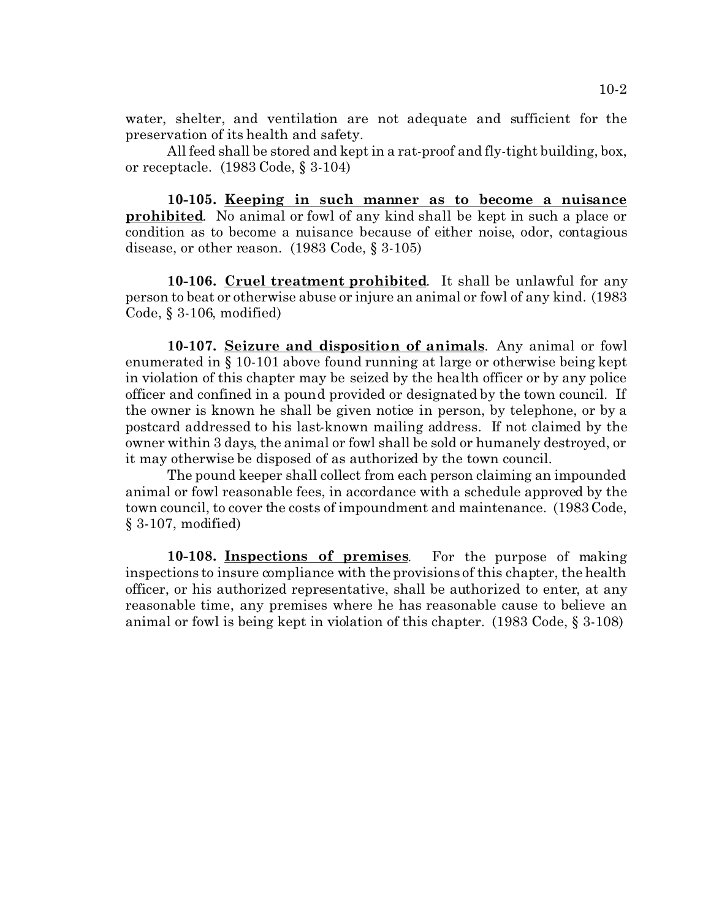water, shelter, and ventilation are not adequate and sufficient for the preservation of its health and safety.

All feed shall be stored and kept in a rat-proof and fly-tight building, box, or receptacle. (1983 Code, § 3-104)

**10-105. Keeping in such manner as to become a nuisance prohibited**. No animal or fowl of any kind shall be kept in such a place or condition as to become a nuisance because of either noise, odor, contagious disease, or other reason. (1983 Code, § 3-105)

**10-106. Cruel treatment prohibited**. It shall be unlawful for any person to beat or otherwise abuse or injure an animal or fowl of any kind. (1983 Code, § 3-106, modified)

**10-107. Seizure and disposition of animals**. Any animal or fowl enumerated in § 10-101 above found running at large or otherwise being kept in violation of this chapter may be seized by the health officer or by any police officer and confined in a pound provided or designated by the town council. If the owner is known he shall be given notice in person, by telephone, or by a postcard addressed to his last-known mailing address. If not claimed by the owner within 3 days, the animal or fowl shall be sold or humanely destroyed, or it may otherwise be disposed of as authorized by the town council.

The pound keeper shall collect from each person claiming an impounded animal or fowl reasonable fees, in accordance with a schedule approved by the town council, to cover the costs of impoundment and maintenance. (1983 Code, § 3-107, modified)

**10-108. Inspections of premises**. For the purpose of making inspections to insure compliance with the provisions of this chapter, the health officer, or his authorized representative, shall be authorized to enter, at any reasonable time, any premises where he has reasonable cause to believe an animal or fowl is being kept in violation of this chapter. (1983 Code, § 3-108)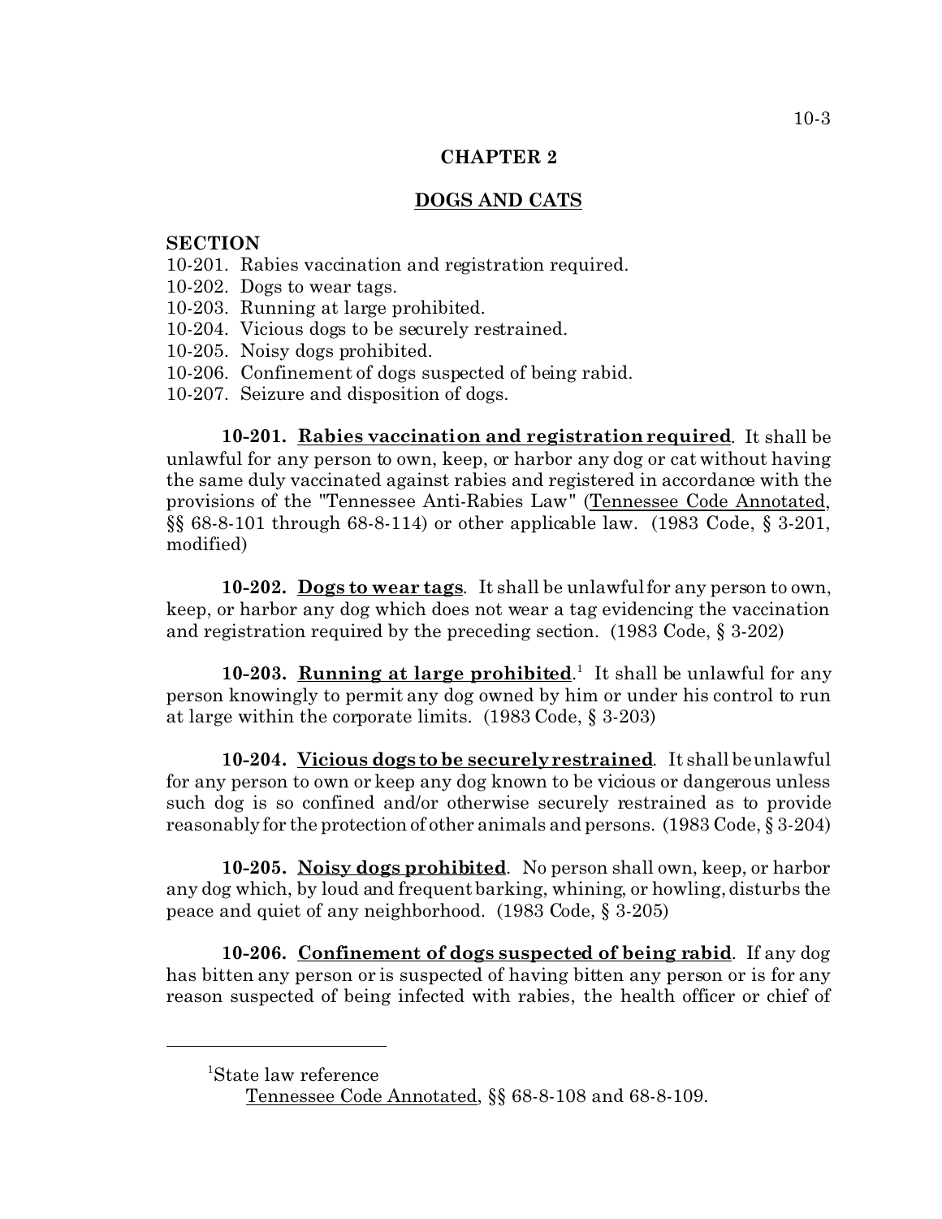## CHAPTER 2

## DOGS AND CATS

**SECTION**

10-201. Rabies vaccination and registration required.
10-202. Dogs to wear tags.
10-203. Running at large prohibited.
10-204. Vicious dogs to be securely restrained.
10-205. Noisy dogs prohibited.
10-206. Confinement of dogs suspected of being rabid.
10-207. Seizure and disposition of dogs.

**10-201. Rabies vaccination and registration required**. It shall be unlawful for any person to own, keep, or harbor any dog or cat without having the same duly vaccinated against rabies and registered in accordance with the provisions of the "Tennessee Anti-Rabies Law" (Tennessee Code Annotated, §§ 68-8-101 through 68-8-114) or other applicable law. (1983 Code, § 3-201, modified)

**10-202. Dogs to wear tags**. It shall be unlawful for any person to own, keep, or harbor any dog which does not wear a tag evidencing the vaccination and registration required by the preceding section. (1983 Code, § 3-202)

**10-203. Running at large prohibited**.[1] It shall be unlawful for any person knowingly to permit any dog owned by him or under his control to run at large within the corporate limits. (1983 Code, § 3-203)

**10-204. Vicious dogs to be securely restrained**. It shall be unlawful for any person to own or keep any dog known to be vicious or dangerous unless such dog is so confined and/or otherwise securely restrained as to provide reasonably for the protection of other animals and persons. (1983 Code, § 3-204)

**10-205. Noisy dogs prohibited**. No person shall own, keep, or harbor any dog which, by loud and frequent barking, whining, or howling, disturbs the peace and quiet of any neighborhood. (1983 Code, § 3-205)

**10-206. Confinement of dogs suspected of being rabid**. If any dog has bitten any person or is suspected of having bitten any person or is for any reason suspected of being infected with rabies, the health officer or chief of

---

[1]State law reference

Tennessee Code Annotated, §§ 68-8-108 and 68-8-109.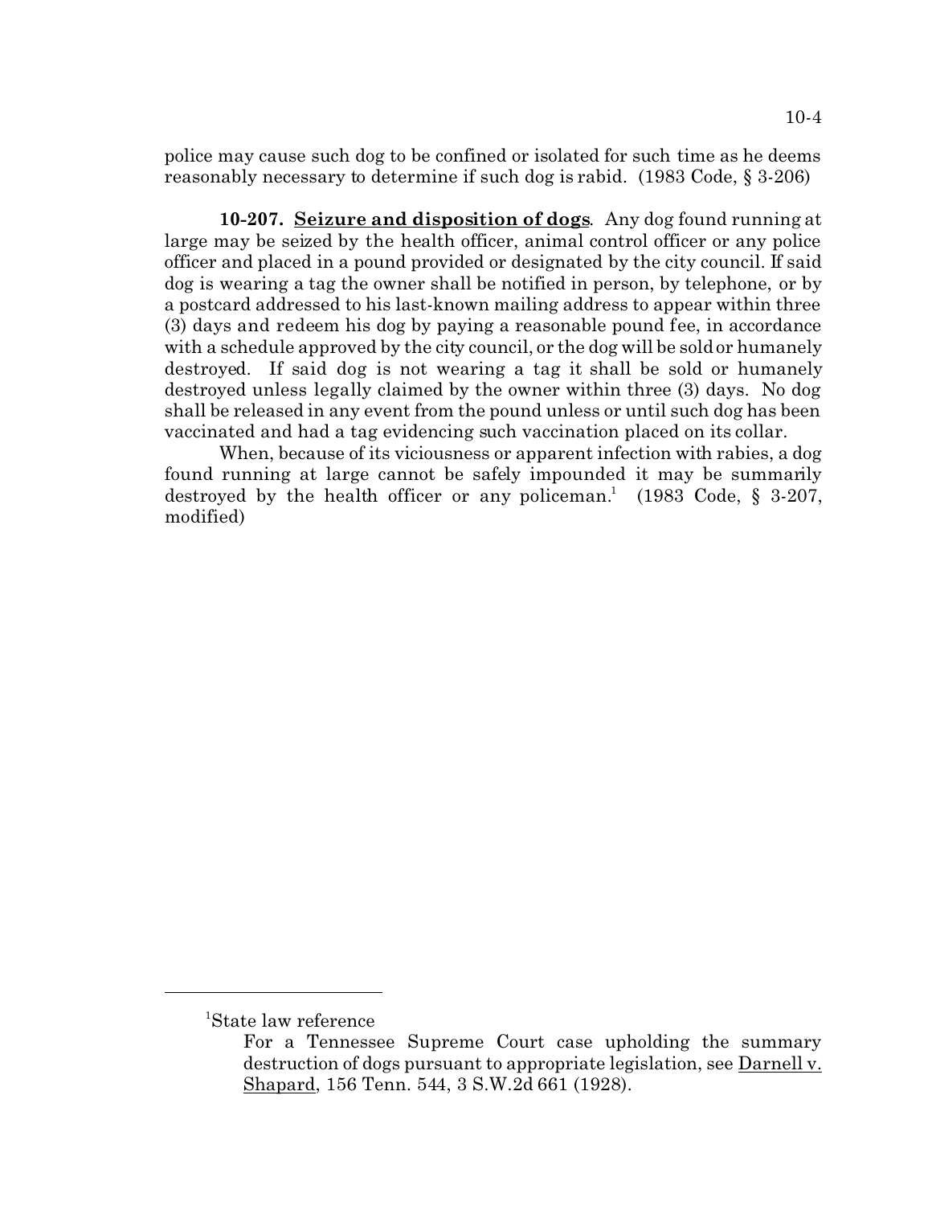police may cause such dog to be confined or isolated for such time as he deems reasonably necessary to determine if such dog is rabid. (1983 Code, § 3-206)

**10-207. Seizure and disposition of dogs**. Any dog found running at large may be seized by the health officer, animal control officer or any police officer and placed in a pound provided or designated by the city council. If said dog is wearing a tag the owner shall be notified in person, by telephone, or by a postcard addressed to his last-known mailing address to appear within three (3) days and redeem his dog by paying a reasonable pound fee, in accordance with a schedule approved by the city council, or the dog will be sold or humanely destroyed. If said dog is not wearing a tag it shall be sold or humanely destroyed unless legally claimed by the owner within three (3) days. No dog shall be released in any event from the pound unless or until such dog has been vaccinated and had a tag evidencing such vaccination placed on its collar.

When, because of its viciousness or apparent infection with rabies, a dog found running at large cannot be safely impounded it may be summarily destroyed by the health officer or any policeman.[1] (1983 Code, § 3-207, modified)

---

[1]State law reference

For a Tennessee Supreme Court case upholding the summary destruction of dogs pursuant to appropriate legislation, see Darnell v. Shapard, 156 Tenn. 544, 3 S.W.2d 661 (1928).